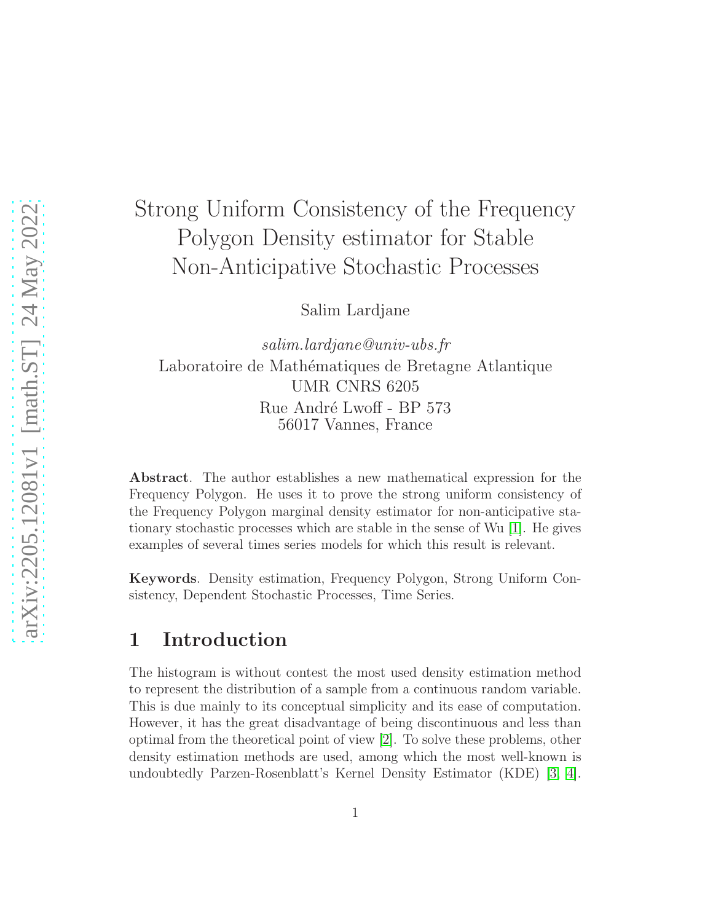# Strong Uniform Consistency of the Frequency Polygon Density estimator for Stable Non-Anticipative Stochastic Processes

Salim Lardjane

*salim.lardjane@univ-ubs.fr*
Laboratoire de Mathématiques de Bretagne Atlantique
UMR CNRS 6205
Rue André Lwoff - BP 573
56017 Vannes, France

**Abstract**. The author establishes a new mathematical expression for the Frequency Polygon. He uses it to prove the strong uniform consistency of the Frequency Polygon marginal density estimator for non-anticipative stationary stochastic processes which are stable in the sense of Wu [1]. He gives examples of several times series models for which this result is relevant.

**Keywords**. Density estimation, Frequency Polygon, Strong Uniform Consistency, Dependent Stochastic Processes, Time Series.

## 1 Introduction

The histogram is without contest the most used density estimation method to represent the distribution of a sample from a continuous random variable. This is due mainly to its conceptual simplicity and its ease of computation. However, it has the great disadvantage of being discontinuous and less than optimal from the theoretical point of view [2]. To solve these problems, other density estimation methods are used, among which the most well-known is undoubtedly Parzen-Rosenblatt's Kernel Density Estimator (KDE) [3, 4].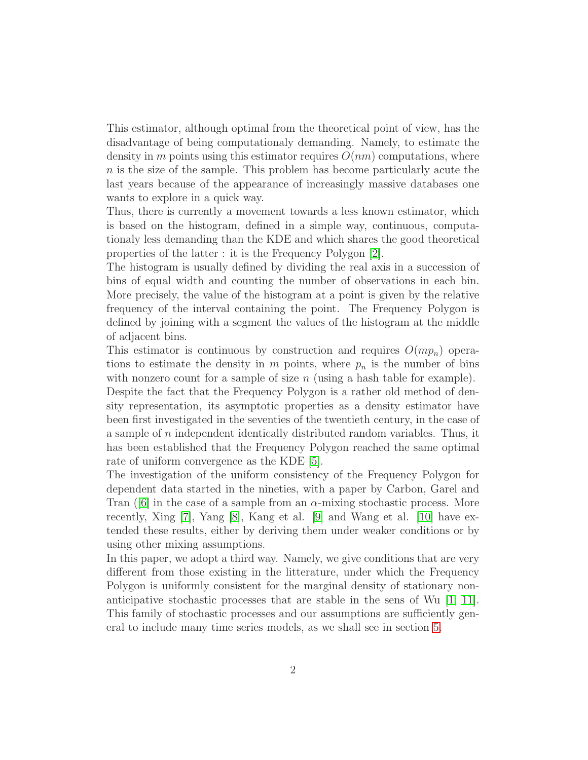This estimator, although optimal from the theoretical point of view, has the disadvantage of being computationaly demanding. Namely, to estimate the density in $m$ points using this estimator requires $O(nm)$ computations, where $n$ is the size of the sample. This problem has become particularly acute the last years because of the appearance of increasingly massive databases one wants to explore in a quick way.

Thus, there is currently a movement towards a less known estimator, which is based on the histogram, defined in a simple way, continuous, computationaly less demanding than the KDE and which shares the good theoretical properties of the latter : it is the Frequency Polygon [2].

The histogram is usually defined by dividing the real axis in a succession of bins of equal width and counting the number of observations in each bin. More precisely, the value of the histogram at a point is given by the relative frequency of the interval containing the point. The Frequency Polygon is defined by joining with a segment the values of the histogram at the middle of adjacent bins.

This estimator is continuous by construction and requires $O(mp_n)$ operations to estimate the density in $m$ points, where $p_n$ is the number of bins with nonzero count for a sample of size $n$ (using a hash table for example).

Despite the fact that the Frequency Polygon is a rather old method of density representation, its asymptotic properties as a density estimator have been first investigated in the seventies of the twentieth century, in the case of a sample of $n$ independent identically distributed random variables. Thus, it has been established that the Frequency Polygon reached the same optimal rate of uniform convergence as the KDE [5].

The investigation of the uniform consistency of the Frequency Polygon for dependent data started in the nineties, with a paper by Carbon, Garel and Tran ([6] in the case of a sample from an $\alpha$-mixing stochastic process. More recently, Xing [7], Yang [8], Kang et al. [9] and Wang et al. [10] have extended these results, either by deriving them under weaker conditions or by using other mixing assumptions.

In this paper, we adopt a third way. Namely, we give conditions that are very different from those existing in the litterature, under which the Frequency Polygon is uniformly consistent for the marginal density of stationary non-anticipative stochastic processes that are stable in the sens of Wu [1, 11]. This family of stochastic processes and our assumptions are sufficiently general to include many time series models, as we shall see in section 5.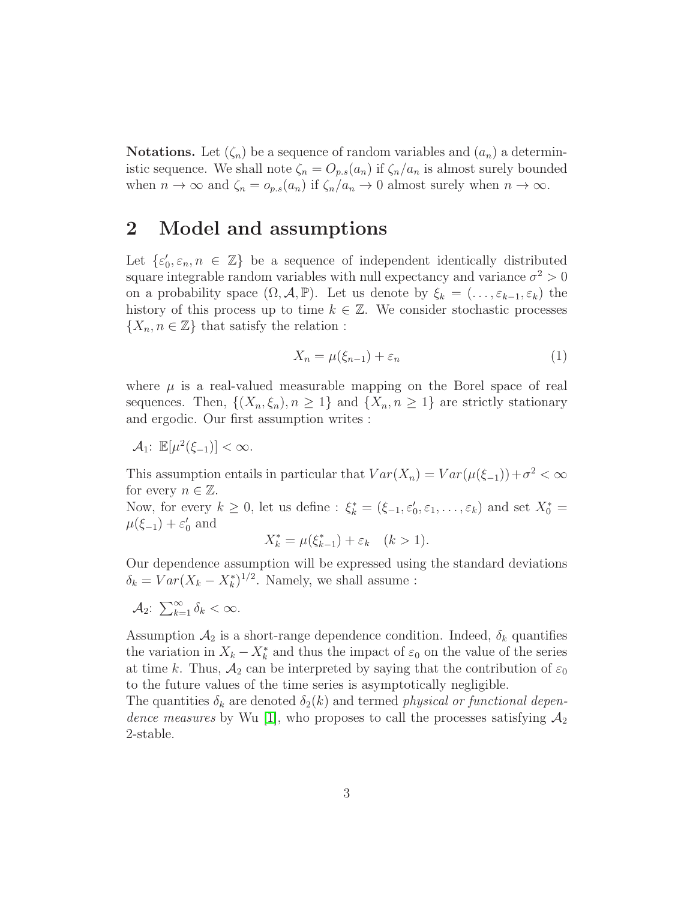**Notations.** Let $(\zeta_n)$ be a sequence of random variables and $(a_n)$ a deterministic sequence. We shall note $\zeta_n = O_{p.s}(a_n)$ if $\zeta_n/a_n$ is almost surely bounded when $n \to \infty$ and $\zeta_n = o_{p.s}(a_n)$ if $\zeta_n/a_n \to 0$ almost surely when $n \to \infty$.

## 2 Model and assumptions

Let $\{\varepsilon_0', \varepsilon_n, n \in \mathbb{Z}\}$ be a sequence of independent identically distributed square integrable random variables with null expectancy and variance $\sigma^2 > 0$ on a probability space $(\Omega, \mathcal{A}, \mathbb{P})$. Let us denote by $\xi_k = (\ldots, \varepsilon_{k-1}, \varepsilon_k)$ the history of this process up to time $k \in \mathbb{Z}$. We consider stochastic processes $\{X_n, n \in \mathbb{Z}\}$ that satisfy the relation :

$$X_n = \mu(\xi_{n-1}) + \varepsilon_n \tag{1}$$

where $\mu$ is a real-valued measurable mapping on the Borel space of real sequences. Then, $\{(X_n, \xi_n), n \geq 1\}$ and $\{X_n, n \geq 1\}$ are strictly stationary and ergodic. Our first assumption writes :

$\mathcal{A}_1$: $\mathbb{E}[\mu^2(\xi_{-1})] < \infty$.

This assumption entails in particular that $Var(X_n) = Var(\mu(\xi_{-1})) + \sigma^2 < \infty$ for every $n \in \mathbb{Z}$.
Now, for every $k \geq 0$, let us define : $\xi_k^* = (\xi_{-1}, \varepsilon_0', \varepsilon_1, \ldots, \varepsilon_k)$ and set $X_0^* = \mu(\xi_{-1}) + \varepsilon_0'$ and

$$X_k^* = \mu(\xi_{k-1}^*) + \varepsilon_k \quad (k > 1).$$

Our dependence assumption will be expressed using the standard deviations $\delta_k = Var(X_k - X_k^*)^{1/2}$. Namely, we shall assume :

$\mathcal{A}_2$: $\sum_{k=1}^{\infty} \delta_k < \infty$.

Assumption $\mathcal{A}_2$ is a short-range dependence condition. Indeed, $\delta_k$ quantifies the variation in $X_k - X_k^*$ and thus the impact of $\varepsilon_0$ on the value of the series at time $k$. Thus, $\mathcal{A}_2$ can be interpreted by saying that the contribution of $\varepsilon_0$ to the future values of the time series is asymptotically negligible.
The quantities $\delta_k$ are denoted $\delta_2(k)$ and termed *physical or functional dependence measures* by Wu [1], who proposes to call the processes satisfying $\mathcal{A}_2$ 2-stable.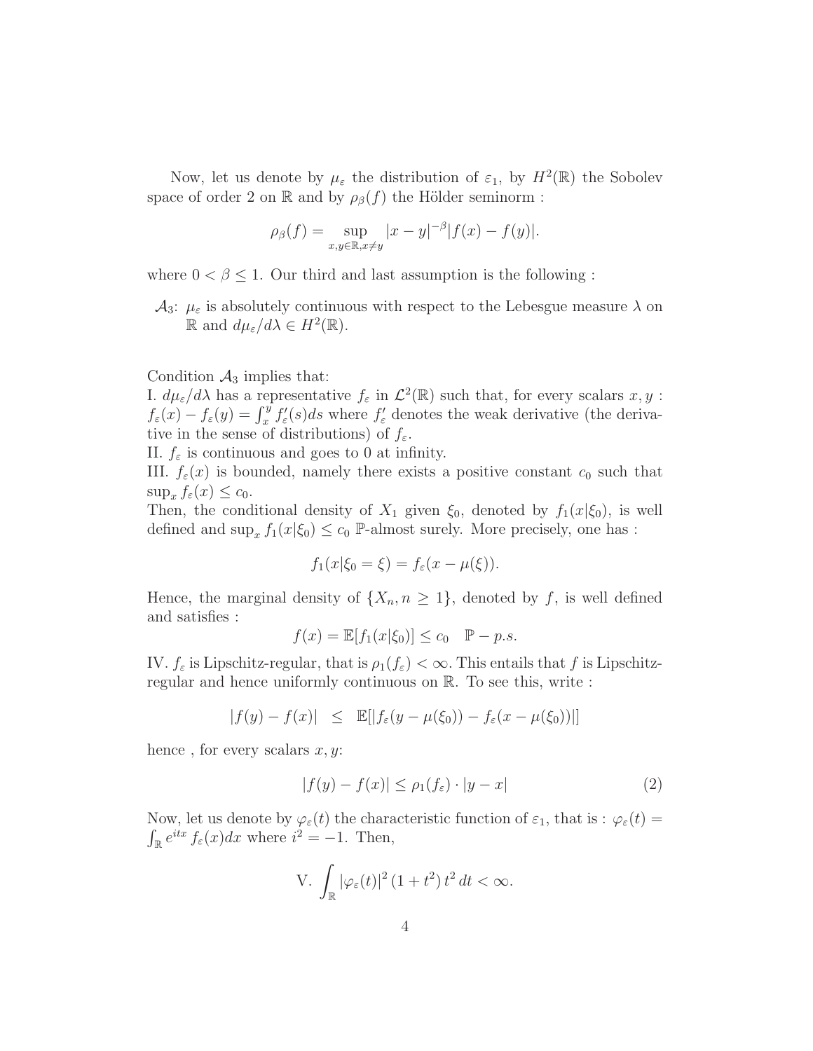Now, let us denote by $\mu_\varepsilon$ the distribution of $\varepsilon_1$, by $H^2(\mathbb{R})$ the Sobolev space of order 2 on $\mathbb{R}$ and by $\rho_\beta(f)$ the Hölder seminorm :

$$\rho_\beta(f) = \sup_{x,y\in\mathbb{R}, x\neq y} |x-y|^{-\beta}|f(x) - f(y)|.$$

where $0 < \beta \leq 1$. Our third and last assumption is the following :

$\mathcal{A}_3$: $\mu_\varepsilon$ is absolutely continuous with respect to the Lebesgue measure $\lambda$ on $\mathbb{R}$ and $d\mu_\varepsilon/d\lambda \in H^2(\mathbb{R})$.

Condition $\mathcal{A}_3$ implies that:

I. $d\mu_\varepsilon/d\lambda$ has a representative $f_\varepsilon$ in $\mathcal{L}^2(\mathbb{R})$ such that, for every scalars $x, y$ : $f_\varepsilon(x) - f_\varepsilon(y) = \int_x^y f'_\varepsilon(s)ds$ where $f'_\varepsilon$ denotes the weak derivative (the derivative in the sense of distributions) of $f_\varepsilon$.

II. $f_\varepsilon$ is continuous and goes to 0 at infinity.

III. $f_\varepsilon(x)$ is bounded, namely there exists a positive constant $c_0$ such that $\sup_x f_\varepsilon(x) \leq c_0$.

Then, the conditional density of $X_1$ given $\xi_0$, denoted by $f_1(x|\xi_0)$, is well defined and $\sup_x f_1(x|\xi_0) \leq c_0$ $\mathbb{P}$-almost surely. More precisely, one has :

$$f_1(x|\xi_0 = \xi) = f_\varepsilon(x - \mu(\xi)).$$

Hence, the marginal density of $\{X_n, n \geq 1\}$, denoted by $f$, is well defined and satisfies :

$$f(x) = \mathbb{E}[f_1(x|\xi_0)] \leq c_0 \quad \mathbb{P}-p.s.$$

IV. $f_\varepsilon$ is Lipschitz-regular, that is $\rho_1(f_\varepsilon) < \infty$. This entails that $f$ is Lipschitz-regular and hence uniformly continuous on $\mathbb{R}$. To see this, write :

$$|f(y) - f(x)| \;\; \leq \;\; \mathbb{E}[|f_\varepsilon(y - \mu(\xi_0)) - f_\varepsilon(x - \mu(\xi_0))|]$$

hence , for every scalars $x, y$:

$$|f(y) - f(x)| \leq \rho_1(f_\varepsilon) \cdot |y - x| \tag{2}$$

Now, let us denote by $\varphi_\varepsilon(t)$ the characteristic function of $\varepsilon_1$, that is : $\varphi_\varepsilon(t) = \int_{\mathbb{R}} e^{itx}\, f_\varepsilon(x)dx$ where $i^2 = -1$. Then,

$$\text{V.} \int_{\mathbb{R}} |\varphi_\varepsilon(t)|^2\,(1 + t^2)\,t^2\,dt < \infty.$$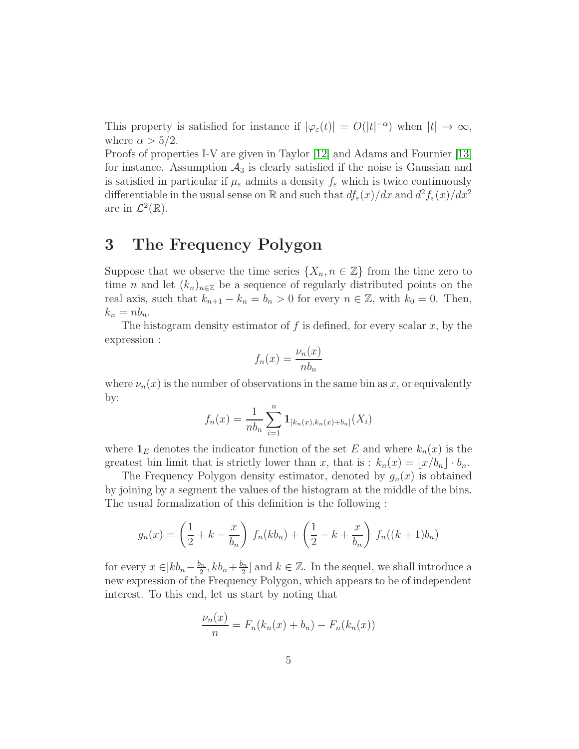This property is satisfied for instance if $|\varphi_\varepsilon(t)| = O(|t|^{-\alpha})$ when $|t| \to \infty$, where $\alpha > 5/2$.
Proofs of properties I-V are given in Taylor [12] and Adams and Fournier [13] for instance. Assumption $\mathcal{A}_3$ is clearly satisfied if the noise is Gaussian and is satisfied in particular if $\mu_\varepsilon$ admits a density $f_\varepsilon$ which is twice continuously differentiable in the usual sense on $\mathbb{R}$ and such that $df_\varepsilon(x)/dx$ and $d^2 f_\varepsilon(x)/dx^2$ are in $\mathcal{L}^2(\mathbb{R})$.

# 3 The Frequency Polygon

Suppose that we observe the time series $\{X_n, n \in \mathbb{Z}\}$ from the time zero to time $n$ and let $(k_n)_{n\in\mathbb{Z}}$ be a sequence of regularly distributed points on the real axis, such that $k_{n+1} - k_n = b_n > 0$ for every $n \in \mathbb{Z}$, with $k_0 = 0$. Then, $k_n = nb_n$.

The histogram density estimator of $f$ is defined, for every scalar $x$, by the expression :

$$f_n(x) = \frac{\nu_n(x)}{nb_n}$$

where $\nu_n(x)$ is the number of observations in the same bin as $x$, or equivalently by:

$$f_n(x) = \frac{1}{nb_n} \sum_{i=1}^{n} \mathbf{1}_{]k_n(x), k_n(x)+b_n]}(X_i)$$

where $\mathbf{1}_E$ denotes the indicator function of the set $E$ and where $k_n(x)$ is the greatest bin limit that is strictly lower than $x$, that is : $k_n(x) = \lfloor x/b_n \rfloor \cdot b_n$.

The Frequency Polygon density estimator, denoted by $g_n(x)$ is obtained by joining by a segment the values of the histogram at the middle of the bins. The usual formalization of this definition is the following :

$$g_n(x) = \left(\frac{1}{2} + k - \frac{x}{b_n}\right) f_n(kb_n) + \left(\frac{1}{2} - k + \frac{x}{b_n}\right) f_n((k+1)b_n)$$

for every $x \in ]kb_n - \frac{b_n}{2}, kb_n + \frac{b_n}{2}]$ and $k \in \mathbb{Z}$. In the sequel, we shall introduce a new expression of the Frequency Polygon, which appears to be of independent interest. To this end, let us start by noting that

$$\frac{\nu_n(x)}{n} = F_n(k_n(x) + b_n) - F_n(k_n(x))$$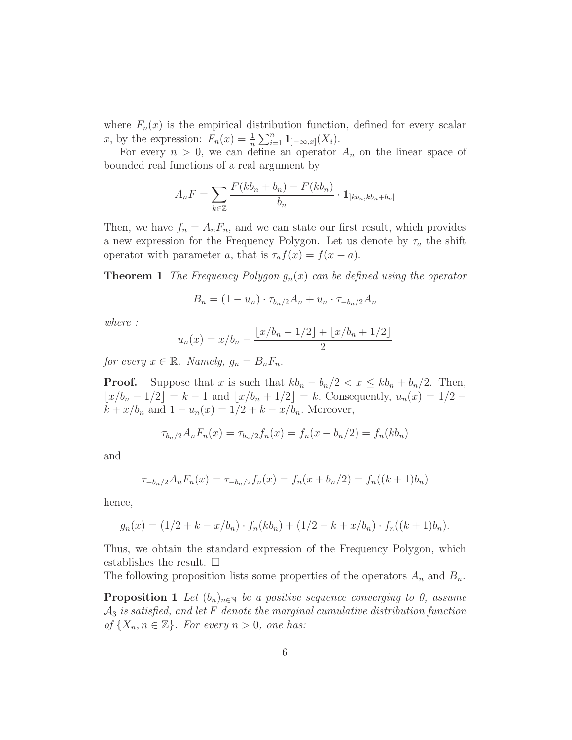where $F_n(x)$ is the empirical distribution function, defined for every scalar $x$, by the expression: $F_n(x) = \frac{1}{n}\sum_{i=1}^{n} \mathbf{1}_{]-\infty,x]}(X_i)$.

For every $n > 0$, we can define an operator $A_n$ on the linear space of bounded real functions of a real argument by

$$A_n F = \sum_{k\in\mathbb{Z}} \frac{F(kb_n + b_n) - F(kb_n)}{b_n} \cdot \mathbf{1}_{]kb_n, kb_n+b_n]}$$

Then, we have $f_n = A_n F_n$, and we can state our first result, which provides a new expression for the Frequency Polygon. Let us denote by $\tau_a$ the shift operator with parameter $a$, that is $\tau_a f(x) = f(x - a)$.

**Theorem 1** *The Frequency Polygon $g_n(x)$ can be defined using the operator*

$$B_n = (1 - u_n) \cdot \tau_{b_n/2} A_n + u_n \cdot \tau_{-b_n/2} A_n$$

*where :*

$$u_n(x) = x/b_n - \frac{\lfloor x/b_n - 1/2 \rfloor + \lfloor x/b_n + 1/2 \rfloor}{2}$$

*for every $x \in \mathbb{R}$. Namely, $g_n = B_n F_n$.*

**Proof.** Suppose that $x$ is such that $kb_n - b_n/2 < x \leq kb_n + b_n/2$. Then, $\lfloor x/b_n - 1/2 \rfloor = k - 1$ and $\lfloor x/b_n + 1/2 \rfloor = k$. Consequently, $u_n(x) = 1/2 - k + x/b_n$ and $1 - u_n(x) = 1/2 + k - x/b_n$. Moreover,

$$\tau_{b_n/2} A_n F_n(x) = \tau_{b_n/2} f_n(x) = f_n(x - b_n/2) = f_n(kb_n)$$

and

$$\tau_{-b_n/2} A_n F_n(x) = \tau_{-b_n/2} f_n(x) = f_n(x + b_n/2) = f_n((k+1)b_n)$$

hence,

$$g_n(x) = (1/2 + k - x/b_n) \cdot f_n(kb_n) + (1/2 - k + x/b_n) \cdot f_n((k+1)b_n).$$

Thus, we obtain the standard expression of the Frequency Polygon, which establishes the result. □

The following proposition lists some properties of the operators $A_n$ and $B_n$.

**Proposition 1** *Let $(b_n)_{n\in\mathbb{N}}$ be a positive sequence converging to 0, assume $\mathcal{A}_3$ is satisfied, and let $F$ denote the marginal cumulative distribution function of $\{X_n, n \in \mathbb{Z}\}$. For every $n > 0$, one has:*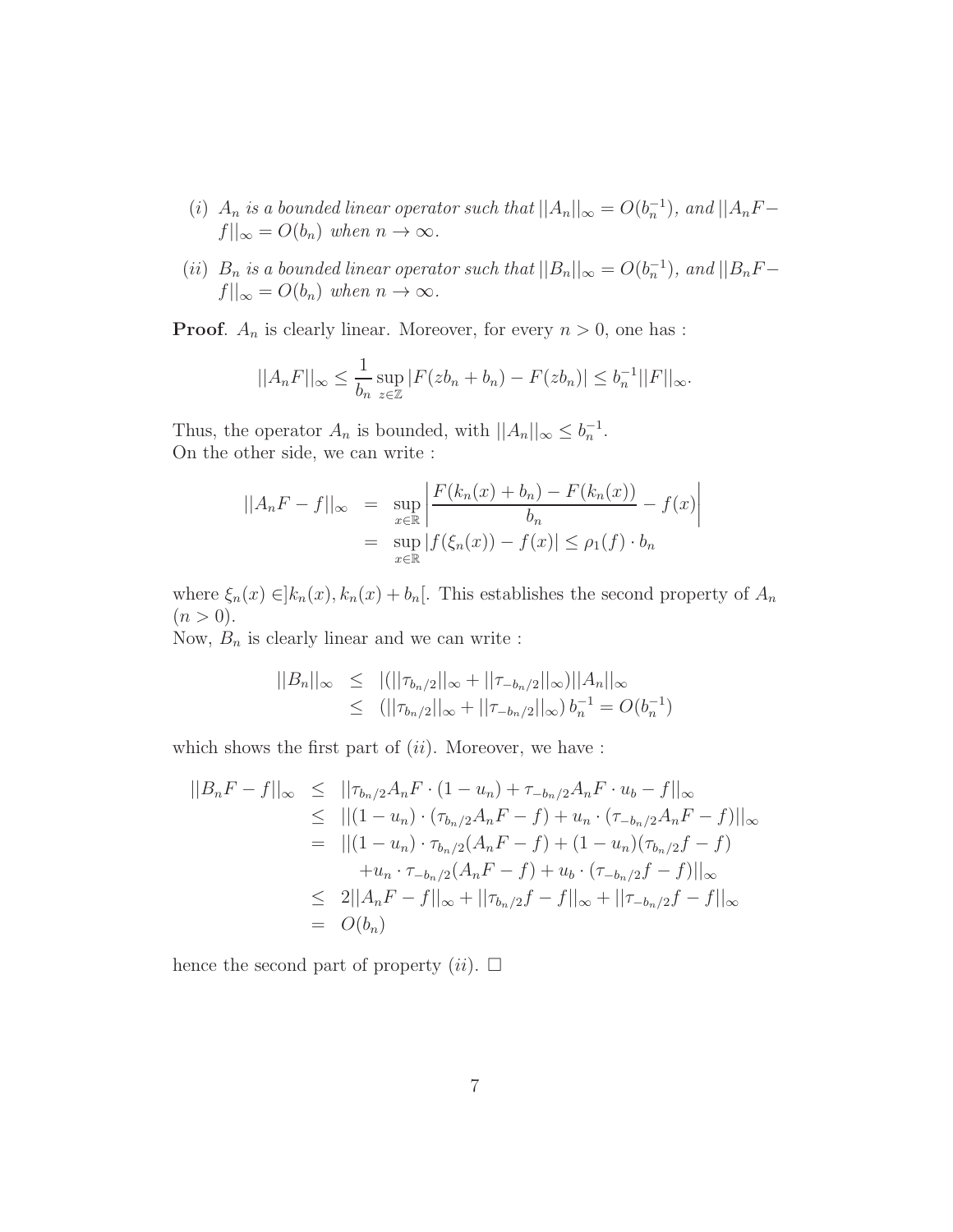(i) $A_n$ *is a bounded linear operator such that* $||A_n||_\infty = O(b_n^{-1})$*, and* $||A_nF - f||_\infty = O(b_n)$ *when* $n \to \infty$.

(ii) $B_n$ *is a bounded linear operator such that* $||B_n||_\infty = O(b_n^{-1})$*, and* $||B_nF - f||_\infty = O(b_n)$ *when* $n \to \infty$.

**Proof**. $A_n$ is clearly linear. Moreover, for every $n > 0$, one has :

$$||A_nF||_\infty \leq \frac{1}{b_n} \sup_{z \in \mathbb{Z}} |F(zb_n + b_n) - F(zb_n)| \leq b_n^{-1} ||F||_\infty.$$

Thus, the operator $A_n$ is bounded, with $||A_n||_\infty \leq b_n^{-1}$.
On the other side, we can write :

$$\begin{aligned} ||A_nF - f||_\infty &= \sup_{x \in \mathbb{R}} \left| \frac{F(k_n(x) + b_n) - F(k_n(x))}{b_n} - f(x) \right| \\ &= \sup_{x \in \mathbb{R}} |f(\xi_n(x)) - f(x)| \leq \rho_1(f) \cdot b_n \end{aligned}$$

where $\xi_n(x) \in ]k_n(x), k_n(x) + b_n[$. This establishes the second property of $A_n$ $(n > 0)$.
Now, $B_n$ is clearly linear and we can write :

$$\begin{aligned} ||B_n||_\infty &\leq |(||\tau_{b_n/2}||_\infty + ||\tau_{-b_n/2}||_\infty)||A_n||_\infty \\ &\leq (||\tau_{b_n/2}||_\infty + ||\tau_{-b_n/2}||_\infty)\, b_n^{-1} = O(b_n^{-1}) \end{aligned}$$

which shows the first part of $(ii)$. Moreover, we have :

$$\begin{aligned} ||B_nF - f||_\infty &\leq ||\tau_{b_n/2}A_nF \cdot (1 - u_n) + \tau_{-b_n/2}A_nF \cdot u_b - f||_\infty \\ &\leq ||(1 - u_n) \cdot (\tau_{b_n/2}A_nF - f) + u_n \cdot (\tau_{-b_n/2}A_nF - f)||_\infty \\ &= ||(1 - u_n) \cdot \tau_{b_n/2}(A_nF - f) + (1 - u_n)(\tau_{b_n/2}f - f) \\ &\quad + u_n \cdot \tau_{-b_n/2}(A_nF - f) + u_b \cdot (\tau_{-b_n/2}f - f)||_\infty \\ &\leq 2||A_nF - f||_\infty + ||\tau_{b_n/2}f - f||_\infty + ||\tau_{-b_n/2}f - f||_\infty \\ &= O(b_n) \end{aligned}$$

hence the second part of property $(ii)$. $\square$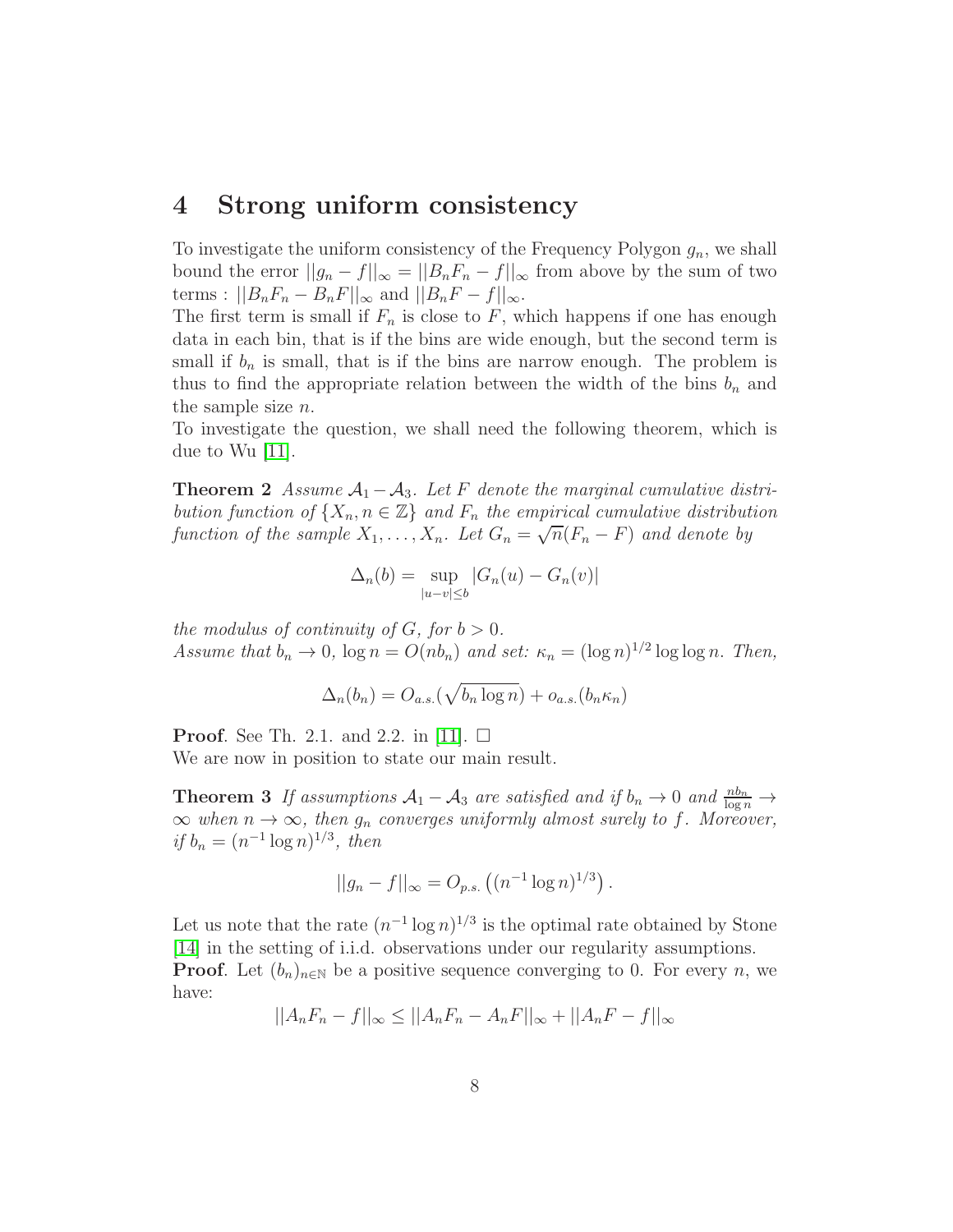# 4 Strong uniform consistency

To investigate the uniform consistency of the Frequency Polygon $g_n$, we shall bound the error $||g_n - f||_\infty = ||B_nF_n - f||_\infty$ from above by the sum of two terms : $||B_nF_n - B_nF||_\infty$ and $||B_nF - f||_\infty$.

The first term is small if $F_n$ is close to $F$, which happens if one has enough data in each bin, that is if the bins are wide enough, but the second term is small if $b_n$ is small, that is if the bins are narrow enough. The problem is thus to find the appropriate relation between the width of the bins $b_n$ and the sample size $n$.

To investigate the question, we shall need the following theorem, which is due to Wu [11].

**Theorem 2** *Assume $\mathcal{A}_1 - \mathcal{A}_3$. Let $F$ denote the marginal cumulative distribution function of $\{X_n, n \in \mathbb{Z}\}$ and $F_n$ the empirical cumulative distribution function of the sample $X_1, \ldots, X_n$. Let $G_n = \sqrt{n}(F_n - F)$ and denote by*

$$\Delta_n(b) = \sup_{|u-v| \leq b} |G_n(u) - G_n(v)|$$

*the modulus of continuity of $G$, for $b > 0$.*
*Assume that $b_n \to 0$, $\log n = O(nb_n)$ and set: $\kappa_n = (\log n)^{1/2} \log\log n$. Then,*

$$\Delta_n(b_n) = O_{a.s.}(\sqrt{b_n \log n}) + o_{a.s.}(b_n \kappa_n)$$

**Proof**. See Th. 2.1. and 2.2. in [11]. □
We are now in position to state our main result.

**Theorem 3** *If assumptions $\mathcal{A}_1 - \mathcal{A}_3$ are satisfied and if $b_n \to 0$ and $\frac{nb_n}{\log n} \to \infty$ when $n \to \infty$, then $g_n$ converges uniformly almost surely to $f$. Moreover, if $b_n = (n^{-1} \log n)^{1/3}$, then*

$$||g_n - f||_\infty = O_{p.s.}\left((n^{-1} \log n)^{1/3}\right).$$

Let us note that the rate $(n^{-1} \log n)^{1/3}$ is the optimal rate obtained by Stone [14] in the setting of i.i.d. observations under our regularity assumptions.
**Proof**. Let $(b_n)_{n \in \mathbb{N}}$ be a positive sequence converging to 0. For every $n$, we have:

$$||A_nF_n - f||_\infty \leq ||A_nF_n - A_nF||_\infty + ||A_nF - f||_\infty$$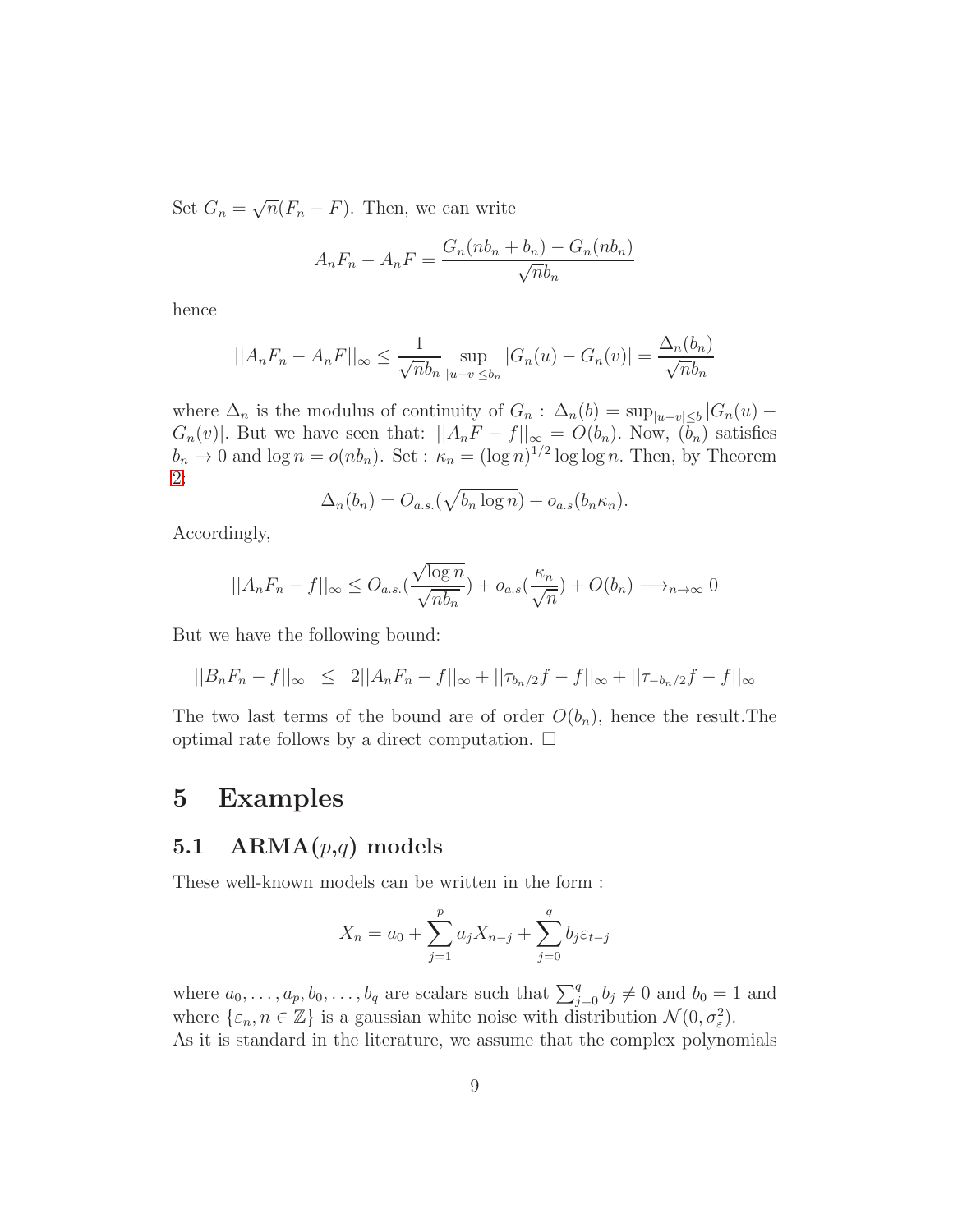Set $G_n = \sqrt{n}(F_n - F)$. Then, we can write

$$A_n F_n - A_n F = \frac{G_n(nb_n + b_n) - G_n(nb_n)}{\sqrt{n} b_n}$$

hence

$$||A_n F_n - A_n F||_\infty \leq \frac{1}{\sqrt{n} b_n} \sup_{|u-v| \leq b_n} |G_n(u) - G_n(v)| = \frac{\Delta_n(b_n)}{\sqrt{n} b_n}$$

where $\Delta_n$ is the modulus of continuity of $G_n$ : $\Delta_n(b) = \sup_{|u-v| \leq b} |G_n(u) - G_n(v)|$. But we have seen that: $||A_n F - f||_\infty = O(b_n)$. Now, $(b_n)$ satisfies $b_n \to 0$ and $\log n = o(nb_n)$. Set : $\kappa_n = (\log n)^{1/2} \log\log n$. Then, by Theorem 2:

$$\Delta_n(b_n) = O_{a.s.}(\sqrt{b_n \log n}) + o_{a.s}(b_n \kappa_n).$$

Accordingly,

$$||A_n F_n - f||_\infty \leq O_{a.s.}(\frac{\sqrt{\log n}}{\sqrt{nb_n}}) + o_{a.s}(\frac{\kappa_n}{\sqrt{n}}) + O(b_n) \longrightarrow_{n \to \infty} 0$$

But we have the following bound:

$$||B_n F_n - f||_\infty \leq 2||A_n F_n - f||_\infty + ||\tau_{b_n/2} f - f||_\infty + ||\tau_{-b_n/2} f - f||_\infty$$

The two last terms of the bound are of order $O(b_n)$, hence the result.The optimal rate follows by a direct computation. $\square$

# 5 Examples

## 5.1 ARMA($p$,$q$) models

These well-known models can be written in the form :

$$X_n = a_0 + \sum_{j=1}^{p} a_j X_{n-j} + \sum_{j=0}^{q} b_j \varepsilon_{t-j}$$

where $a_0, \ldots, a_p, b_0, \ldots, b_q$ are scalars such that $\sum_{j=0}^{q} b_j \neq 0$ and $b_0 = 1$ and where $\{\varepsilon_n, n \in \mathbb{Z}\}$ is a gaussian white noise with distribution $\mathcal{N}(0, \sigma_\varepsilon^2)$.
As it is standard in the literature, we assume that the complex polynomials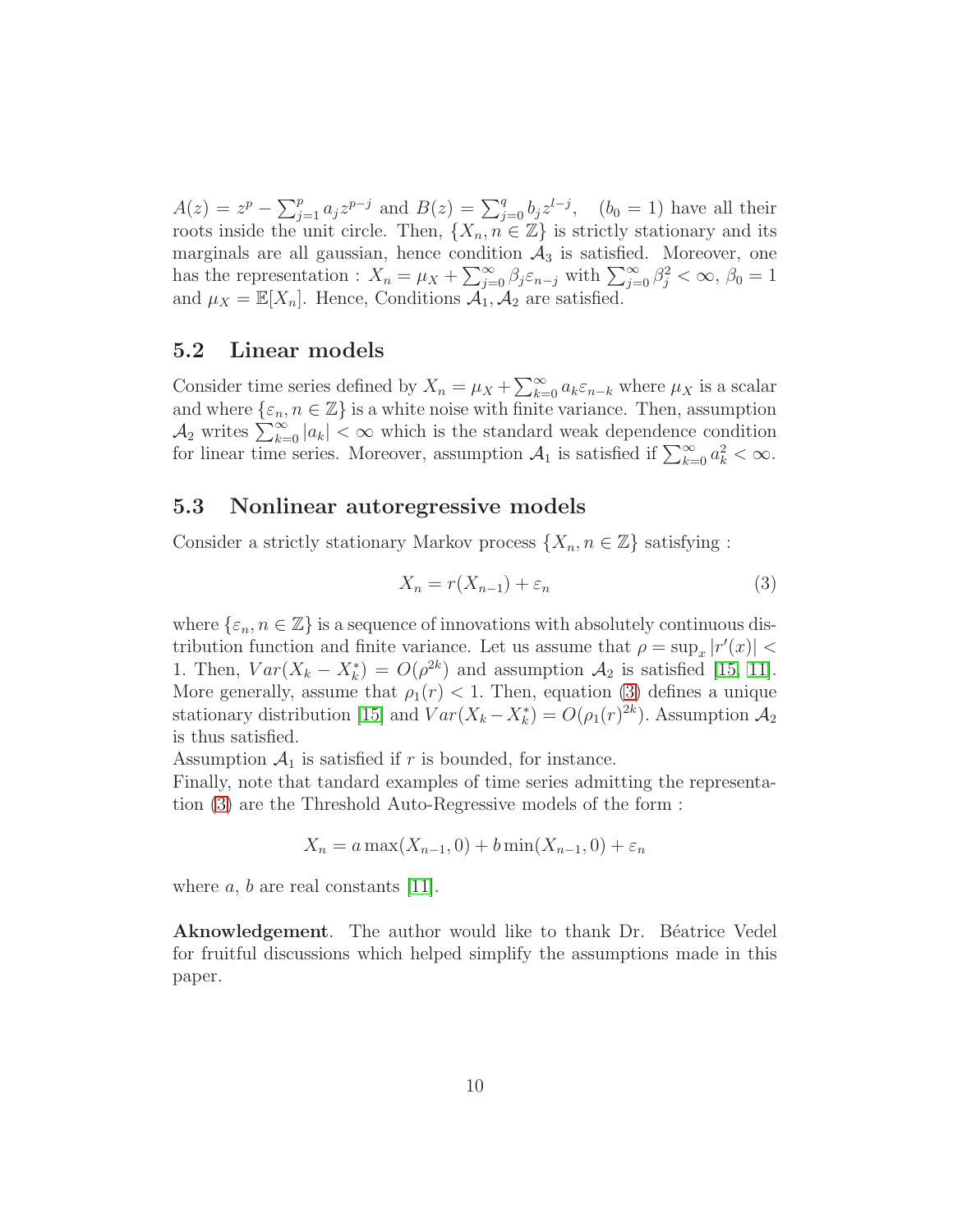$A(z) = z^p - \sum_{j=1}^{p} a_j z^{p-j}$ and $B(z) = \sum_{j=0}^{q} b_j z^{l-j}$, $\quad (b_0 = 1)$ have all their roots inside the unit circle. Then, $\{X_n, n \in \mathbb{Z}\}$ is strictly stationary and its marginals are all gaussian, hence condition $\mathcal{A}_3$ is satisfied. Moreover, one has the representation : $X_n = \mu_X + \sum_{j=0}^{\infty} \beta_j \varepsilon_{n-j}$ with $\sum_{j=0}^{\infty} \beta_j^2 < \infty$, $\beta_0 = 1$ and $\mu_X = \mathbb{E}[X_n]$. Hence, Conditions $\mathcal{A}_1, \mathcal{A}_2$ are satisfied.

## 5.2 Linear models

Consider time series defined by $X_n = \mu_X + \sum_{k=0}^{\infty} a_k \varepsilon_{n-k}$ where $\mu_X$ is a scalar and where $\{\varepsilon_n, n \in \mathbb{Z}\}$ is a white noise with finite variance. Then, assumption $\mathcal{A}_2$ writes $\sum_{k=0}^{\infty} |a_k| < \infty$ which is the standard weak dependence condition for linear time series. Moreover, assumption $\mathcal{A}_1$ is satisfied if $\sum_{k=0}^{\infty} a_k^2 < \infty$.

## 5.3 Nonlinear autoregressive models

Consider a strictly stationary Markov process $\{X_n, n \in \mathbb{Z}\}$ satisfying :

$$X_n = r(X_{n-1}) + \varepsilon_n \tag{3}$$

where $\{\varepsilon_n, n \in \mathbb{Z}\}$ is a sequence of innovations with absolutely continuous distribution function and finite variance. Let us assume that $\rho = \sup_x |r'(x)| < 1$. Then, $Var(X_k - X_k^*) = O(\rho^{2k})$ and assumption $\mathcal{A}_2$ is satisfied [15, 11]. More generally, assume that $\rho_1(r) < 1$. Then, equation (3) defines a unique stationary distribution [15] and $Var(X_k - X_k^*) = O(\rho_1(r)^{2k})$. Assumption $\mathcal{A}_2$ is thus satisfied.

Assumption $\mathcal{A}_1$ is satisfied if $r$ is bounded, for instance.

Finally, note that tandard examples of time series admitting the representation (3) are the Threshold Auto-Regressive models of the form :

$$X_n = a \max(X_{n-1}, 0) + b \min(X_{n-1}, 0) + \varepsilon_n$$

where $a$, $b$ are real constants [11].

**Aknowledgement**. The author would like to thank Dr. Béatrice Vedel for fruitful discussions which helped simplify the assumptions made in this paper.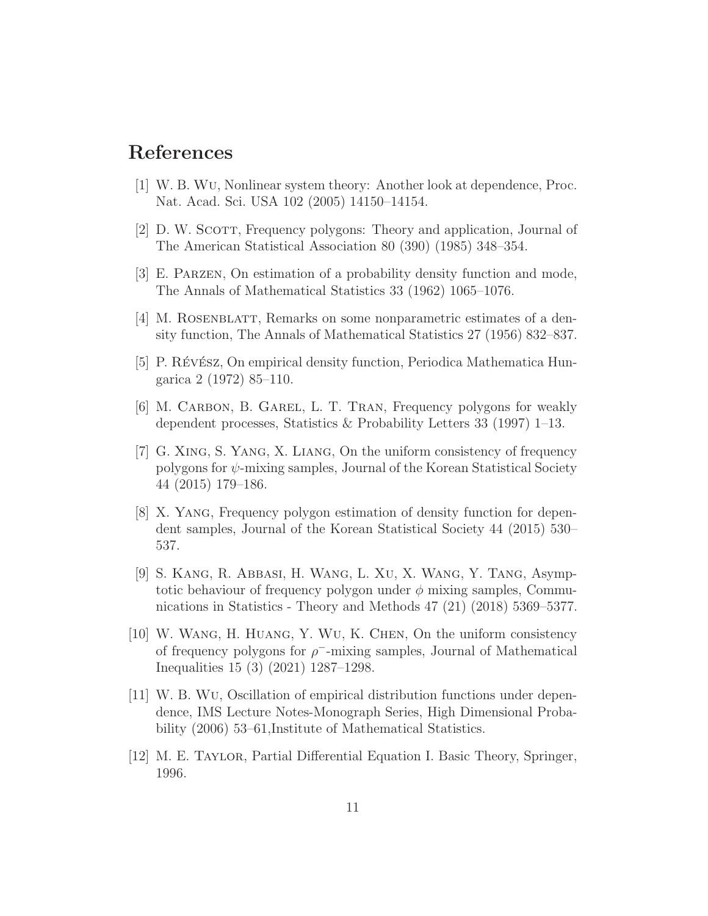## References

[1] W. B. Wu, Nonlinear system theory: Another look at dependence, Proc. Nat. Acad. Sci. USA 102 (2005) 14150–14154.

[2] D. W. Scott, Frequency polygons: Theory and application, Journal of The American Statistical Association 80 (390) (1985) 348–354.

[3] E. Parzen, On estimation of a probability density function and mode, The Annals of Mathematical Statistics 33 (1962) 1065–1076.

[4] M. Rosenblatt, Remarks on some nonparametric estimates of a density function, The Annals of Mathematical Statistics 27 (1956) 832–837.

[5] P. Révész, On empirical density function, Periodica Mathematica Hungarica 2 (1972) 85–110.

[6] M. Carbon, B. Garel, L. T. Tran, Frequency polygons for weakly dependent processes, Statistics & Probability Letters 33 (1997) 1–13.

[7] G. Xing, S. Yang, X. Liang, On the uniform consistency of frequency polygons for $\psi$-mixing samples, Journal of the Korean Statistical Society 44 (2015) 179–186.

[8] X. Yang, Frequency polygon estimation of density function for dependent samples, Journal of the Korean Statistical Society 44 (2015) 530–537.

[9] S. Kang, R. Abbasi, H. Wang, L. Xu, X. Wang, Y. Tang, Asymptotic behaviour of frequency polygon under $\phi$ mixing samples, Communications in Statistics - Theory and Methods 47 (21) (2018) 5369–5377.

[10] W. Wang, H. Huang, Y. Wu, K. Chen, On the uniform consistency of frequency polygons for $\rho^{-}$-mixing samples, Journal of Mathematical Inequalities 15 (3) (2021) 1287–1298.

[11] W. B. Wu, Oscillation of empirical distribution functions under dependence, IMS Lecture Notes-Monograph Series, High Dimensional Probability (2006) 53–61,Institute of Mathematical Statistics.

[12] M. E. Taylor, Partial Differential Equation I. Basic Theory, Springer, 1996.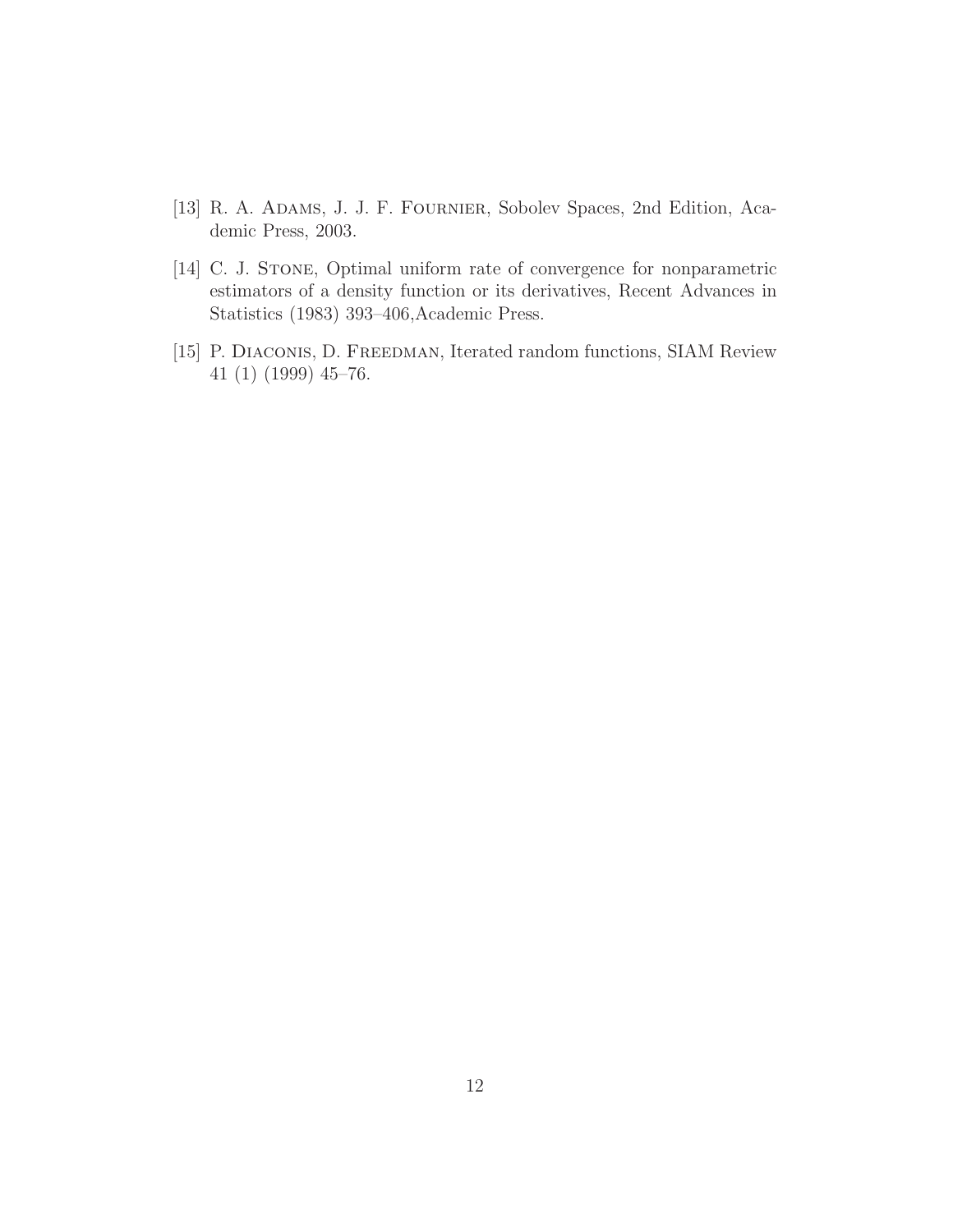[13] R. A. Adams, J. J. F. Fournier, Sobolev Spaces, 2nd Edition, Academic Press, 2003.

[14] C. J. Stone, Optimal uniform rate of convergence for nonparametric estimators of a density function or its derivatives, Recent Advances in Statistics (1983) 393–406,Academic Press.

[15] P. Diaconis, D. Freedman, Iterated random functions, SIAM Review 41 (1) (1999) 45–76.